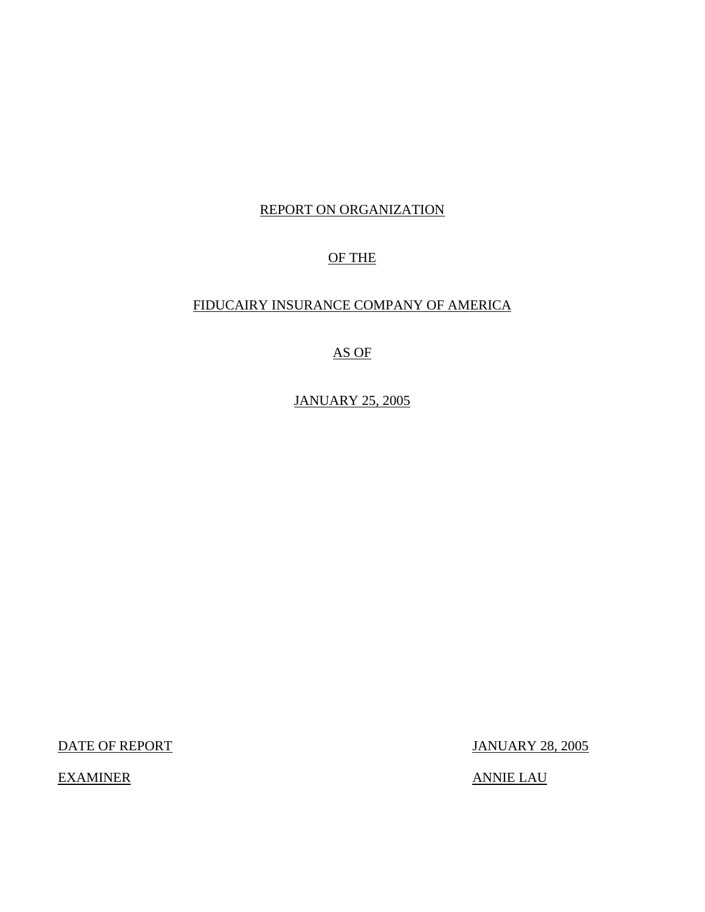REPORT ON ORGANIZATION

OF THE

FIDUCAIRY INSURANCE COMPANY OF AMERICA

AS OF

JANUARY 25, 2005

DATE OF REPORT JANUARY 28, 2005

EXAMINER ANNIE LAU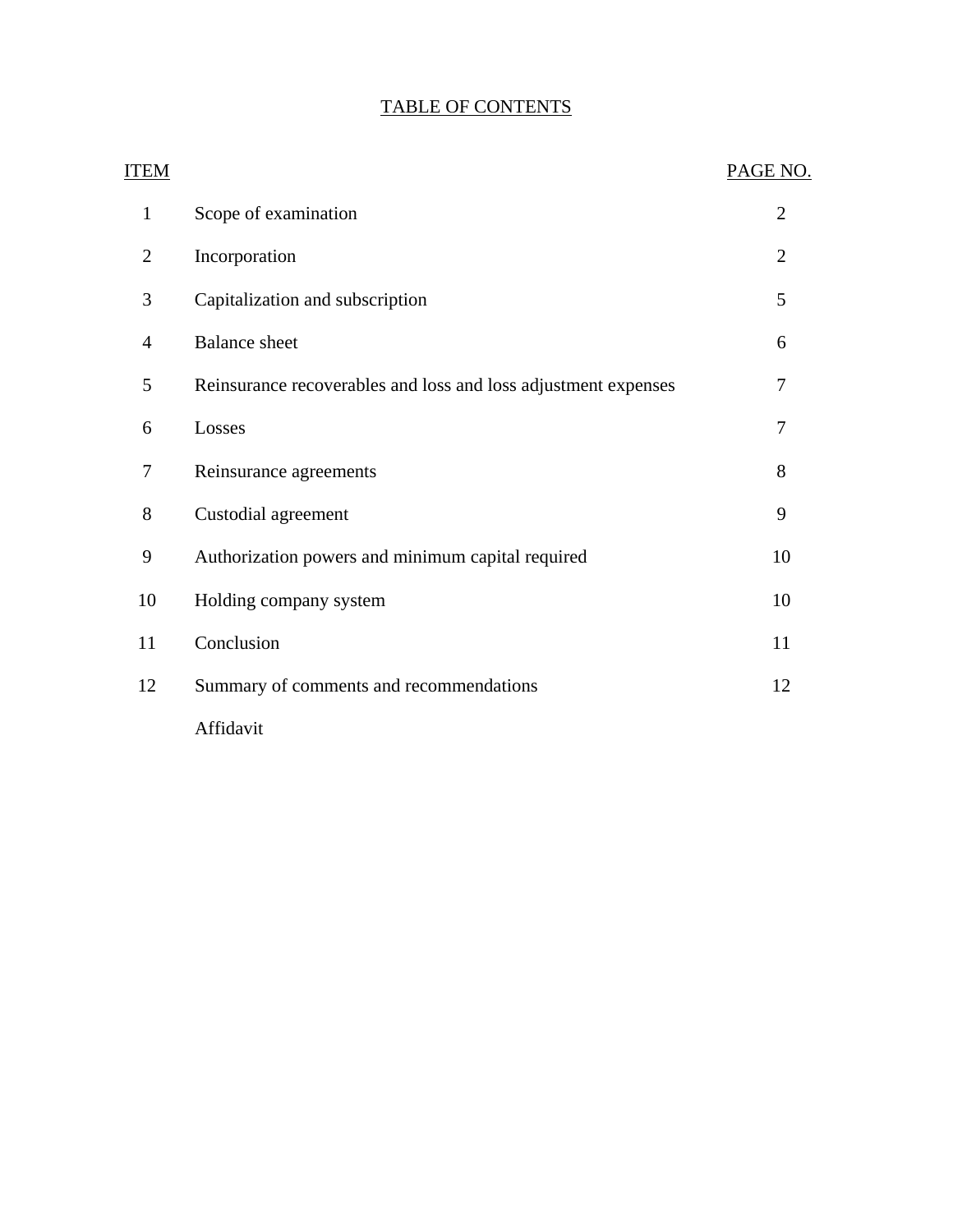# TABLE OF CONTENTS

| ITEM | | PAGE NO. |
|---|---|---|
| 1 | Scope of examination | 2 |
| 2 | Incorporation | 2 |
| 3 | Capitalization and subscription | 5 |
| 4 | Balance sheet | 6 |
| 5 | Reinsurance recoverables and loss and loss adjustment expenses | 7 |
| 6 | Losses | 7 |
| 7 | Reinsurance agreements | 8 |
| 8 | Custodial agreement | 9 |
| 9 | Authorization powers and minimum capital required | 10 |
| 10 | Holding company system | 10 |
| 11 | Conclusion | 11 |
| 12 | Summary of comments and recommendations | 12 |
| | Affidavit | |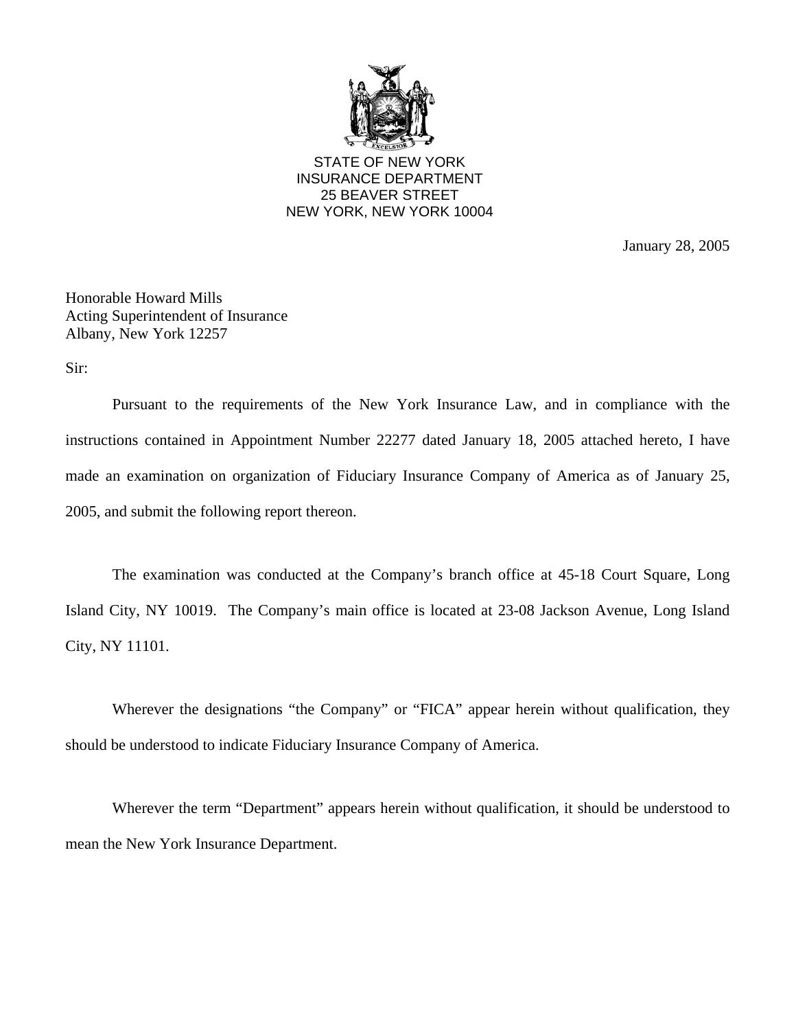STATE OF NEW YORK
INSURANCE DEPARTMENT
25 BEAVER STREET
NEW YORK, NEW YORK 10004

January 28, 2005

Honorable Howard Mills
Acting Superintendent of Insurance
Albany, New York 12257

Sir:

Pursuant to the requirements of the New York Insurance Law, and in compliance with the instructions contained in Appointment Number 22277 dated January 18, 2005 attached hereto, I have made an examination on organization of Fiduciary Insurance Company of America as of January 25, 2005, and submit the following report thereon.

The examination was conducted at the Company's branch office at 45-18 Court Square, Long Island City, NY 10019. The Company's main office is located at 23-08 Jackson Avenue, Long Island City, NY 11101.

Wherever the designations "the Company" or "FICA" appear herein without qualification, they should be understood to indicate Fiduciary Insurance Company of America.

Wherever the term "Department" appears herein without qualification, it should be understood to mean the New York Insurance Department.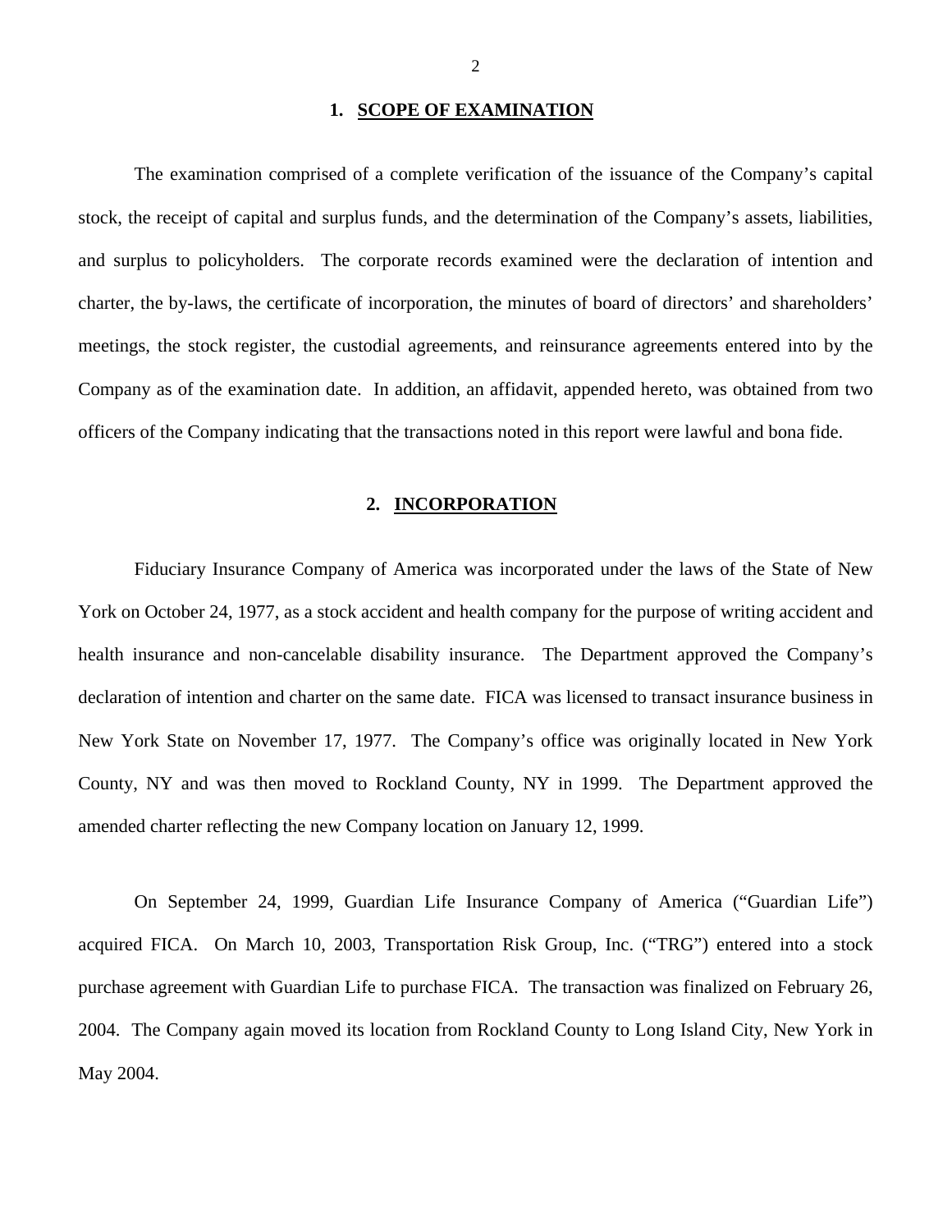## 1. SCOPE OF EXAMINATION

The examination comprised of a complete verification of the issuance of the Company's capital stock, the receipt of capital and surplus funds, and the determination of the Company's assets, liabilities, and surplus to policyholders. The corporate records examined were the declaration of intention and charter, the by-laws, the certificate of incorporation, the minutes of board of directors' and shareholders' meetings, the stock register, the custodial agreements, and reinsurance agreements entered into by the Company as of the examination date. In addition, an affidavit, appended hereto, was obtained from two officers of the Company indicating that the transactions noted in this report were lawful and bona fide.

## 2. INCORPORATION

Fiduciary Insurance Company of America was incorporated under the laws of the State of New York on October 24, 1977, as a stock accident and health company for the purpose of writing accident and health insurance and non-cancelable disability insurance. The Department approved the Company's declaration of intention and charter on the same date. FICA was licensed to transact insurance business in New York State on November 17, 1977. The Company's office was originally located in New York County, NY and was then moved to Rockland County, NY in 1999. The Department approved the amended charter reflecting the new Company location on January 12, 1999.

On September 24, 1999, Guardian Life Insurance Company of America ("Guardian Life") acquired FICA. On March 10, 2003, Transportation Risk Group, Inc. ("TRG") entered into a stock purchase agreement with Guardian Life to purchase FICA. The transaction was finalized on February 26, 2004. The Company again moved its location from Rockland County to Long Island City, New York in May 2004.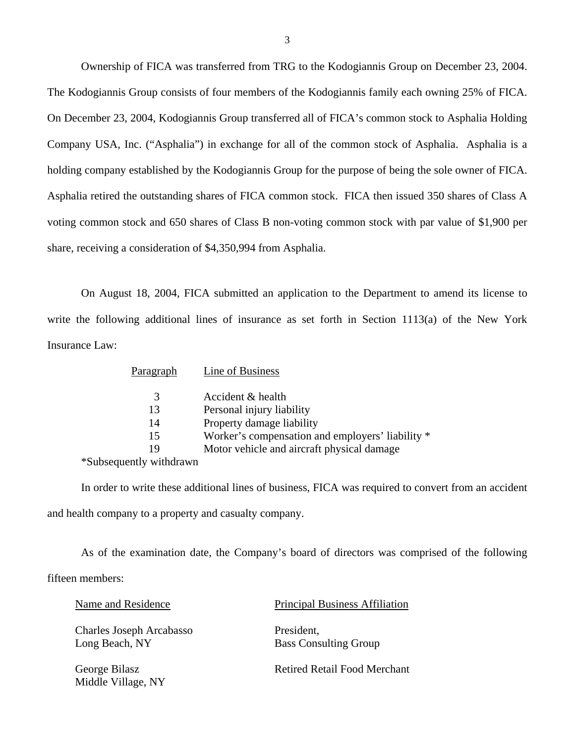Ownership of FICA was transferred from TRG to the Kodogiannis Group on December 23, 2004. The Kodogiannis Group consists of four members of the Kodogiannis family each owning 25% of FICA. On December 23, 2004, Kodogiannis Group transferred all of FICA's common stock to Asphalia Holding Company USA, Inc. ("Asphalia") in exchange for all of the common stock of Asphalia. Asphalia is a holding company established by the Kodogiannis Group for the purpose of being the sole owner of FICA. Asphalia retired the outstanding shares of FICA common stock. FICA then issued 350 shares of Class A voting common stock and 650 shares of Class B non-voting common stock with par value of $1,900 per share, receiving a consideration of $4,350,994 from Asphalia.

On August 18, 2004, FICA submitted an application to the Department to amend its license to write the following additional lines of insurance as set forth in Section 1113(a) of the New York Insurance Law:

| Paragraph | Line of Business |
|---|---|
| 3 | Accident & health |
| 13 | Personal injury liability |
| 14 | Property damage liability |
| 15 | Worker's compensation and employers' liability * |
| 19 | Motor vehicle and aircraft physical damage |

*Subsequently withdrawn

In order to write these additional lines of business, FICA was required to convert from an accident and health company to a property and casualty company.

As of the examination date, the Company's board of directors was comprised of the following fifteen members:

| Name and Residence | Principal Business Affiliation |
|---|---|
| Charles Joseph Arcabasso<br>Long Beach, NY | President,<br>Bass Consulting Group |
| George Bilasz<br>Middle Village, NY | Retired Retail Food Merchant |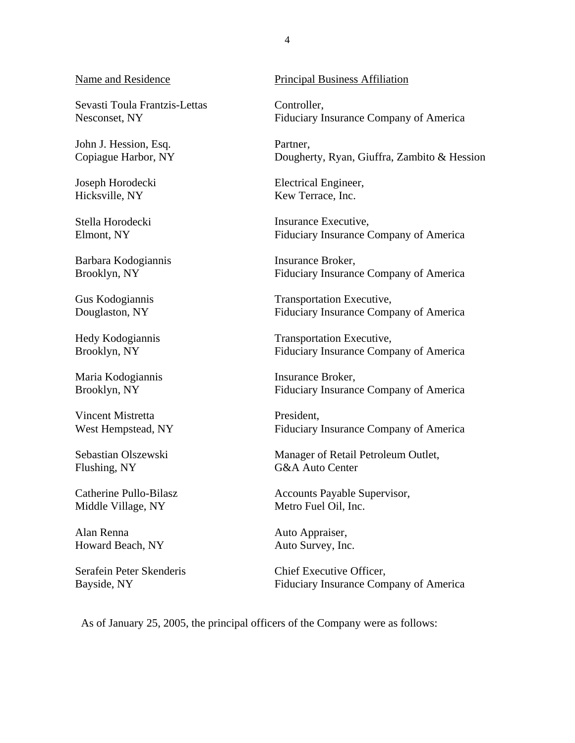| Name and Residence | Principal Business Affiliation |
| --- | --- |
| Sevasti Toula Frantzis-Lettas<br>Nesconset, NY | Controller,<br>Fiduciary Insurance Company of America |
| John J. Hession, Esq.<br>Copiague Harbor, NY | Partner,<br>Dougherty, Ryan, Giuffra, Zambito & Hession |
| Joseph Horodecki<br>Hicksville, NY | Electrical Engineer,<br>Kew Terrace, Inc. |
| Stella Horodecki<br>Elmont, NY | Insurance Executive,<br>Fiduciary Insurance Company of America |
| Barbara Kodogiannis<br>Brooklyn, NY | Insurance Broker,<br>Fiduciary Insurance Company of America |
| Gus Kodogiannis<br>Douglaston, NY | Transportation Executive,<br>Fiduciary Insurance Company of America |
| Hedy Kodogiannis<br>Brooklyn, NY | Transportation Executive,<br>Fiduciary Insurance Company of America |
| Maria Kodogiannis<br>Brooklyn, NY | Insurance Broker,<br>Fiduciary Insurance Company of America |
| Vincent Mistretta<br>West Hempstead, NY | President,<br>Fiduciary Insurance Company of America |
| Sebastian Olszewski<br>Flushing, NY | Manager of Retail Petroleum Outlet,<br>G&A Auto Center |
| Catherine Pullo-Bilasz<br>Middle Village, NY | Accounts Payable Supervisor,<br>Metro Fuel Oil, Inc. |
| Alan Renna<br>Howard Beach, NY | Auto Appraiser,<br>Auto Survey, Inc. |
| Serafein Peter Skenderis<br>Bayside, NY | Chief Executive Officer,<br>Fiduciary Insurance Company of America |

As of January 25, 2005, the principal officers of the Company were as follows: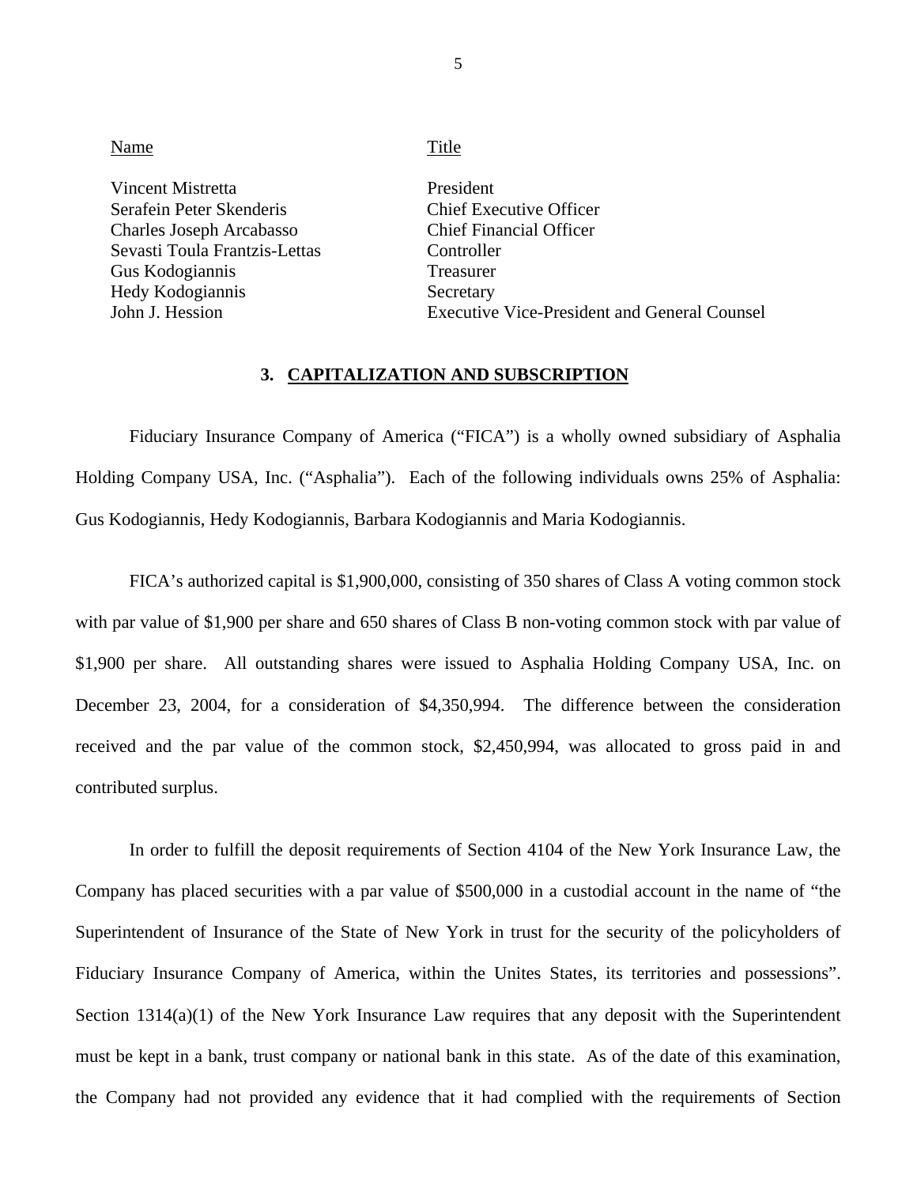| Name | Title |
|---|---|
| Vincent Mistretta | President |
| Serafein Peter Skenderis | Chief Executive Officer |
| Charles Joseph Arcabasso | Chief Financial Officer |
| Sevasti Toula Frantzis-Lettas | Controller |
| Gus Kodogiannis | Treasurer |
| Hedy Kodogiannis | Secretary |
| John J. Hession | Executive Vice-President and General Counsel |

## 3. CAPITALIZATION AND SUBSCRIPTION

Fiduciary Insurance Company of America ("FICA") is a wholly owned subsidiary of Asphalia Holding Company USA, Inc. ("Asphalia"). Each of the following individuals owns 25% of Asphalia: Gus Kodogiannis, Hedy Kodogiannis, Barbara Kodogiannis and Maria Kodogiannis.

FICA's authorized capital is $1,900,000, consisting of 350 shares of Class A voting common stock with par value of $1,900 per share and 650 shares of Class B non-voting common stock with par value of $1,900 per share. All outstanding shares were issued to Asphalia Holding Company USA, Inc. on December 23, 2004, for a consideration of $4,350,994. The difference between the consideration received and the par value of the common stock, $2,450,994, was allocated to gross paid in and contributed surplus.

In order to fulfill the deposit requirements of Section 4104 of the New York Insurance Law, the Company has placed securities with a par value of $500,000 in a custodial account in the name of "the Superintendent of Insurance of the State of New York in trust for the security of the policyholders of Fiduciary Insurance Company of America, within the Unites States, its territories and possessions". Section 1314(a)(1) of the New York Insurance Law requires that any deposit with the Superintendent must be kept in a bank, trust company or national bank in this state. As of the date of this examination, the Company had not provided any evidence that it had complied with the requirements of Section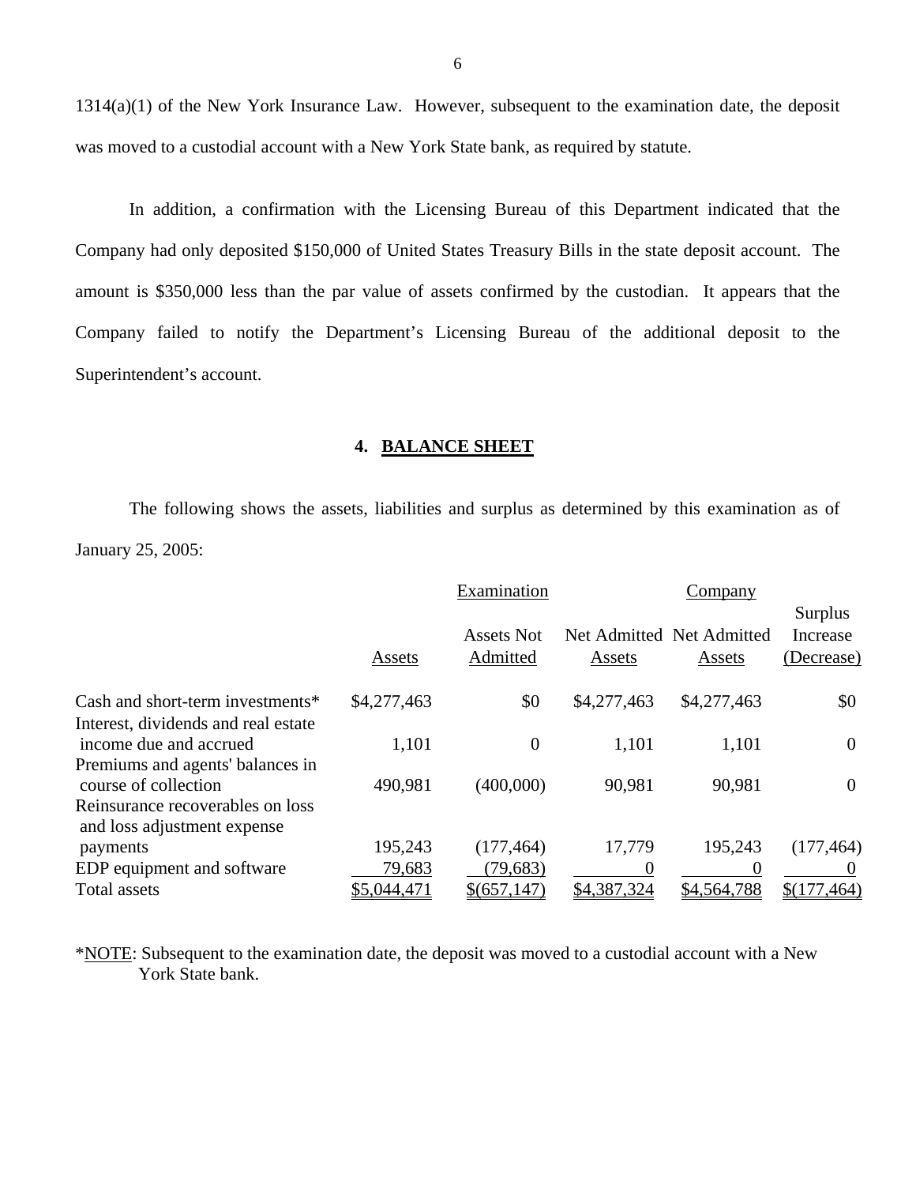1314(a)(1) of the New York Insurance Law. However, subsequent to the examination date, the deposit was moved to a custodial account with a New York State bank, as required by statute.

In addition, a confirmation with the Licensing Bureau of this Department indicated that the Company had only deposited $150,000 of United States Treasury Bills in the state deposit account. The amount is $350,000 less than the par value of assets confirmed by the custodian. It appears that the Company failed to notify the Department's Licensing Bureau of the additional deposit to the Superintendent's account.

## 4. BALANCE SHEET

The following shows the assets, liabilities and surplus as determined by this examination as of January 25, 2005:

| | Examination | | | Company | |
|---|---|---|---|---|---|
| | Assets | Assets Not Admitted | Net Admitted Assets | Net Admitted Assets | Surplus Increase (Decrease) |
| Cash and short-term investments* | $4,277,463 | $0 | $4,277,463 | $4,277,463 | $0 |
| Interest, dividends and real estate income due and accrued | 1,101 | 0 | 1,101 | 1,101 | 0 |
| Premiums and agents' balances in course of collection | 490,981 | (400,000) | 90,981 | 90,981 | 0 |
| Reinsurance recoverables on loss and loss adjustment expense payments | 195,243 | (177,464) | 17,779 | 195,243 | (177,464) |
| EDP equipment and software | 79,683 | (79,683) | 0 | 0 | 0 |
| Total assets | $5,044,471 | $(657,147) | $4,387,324 | $4,564,788 | $(177,464) |

*NOTE: Subsequent to the examination date, the deposit was moved to a custodial account with a New York State bank.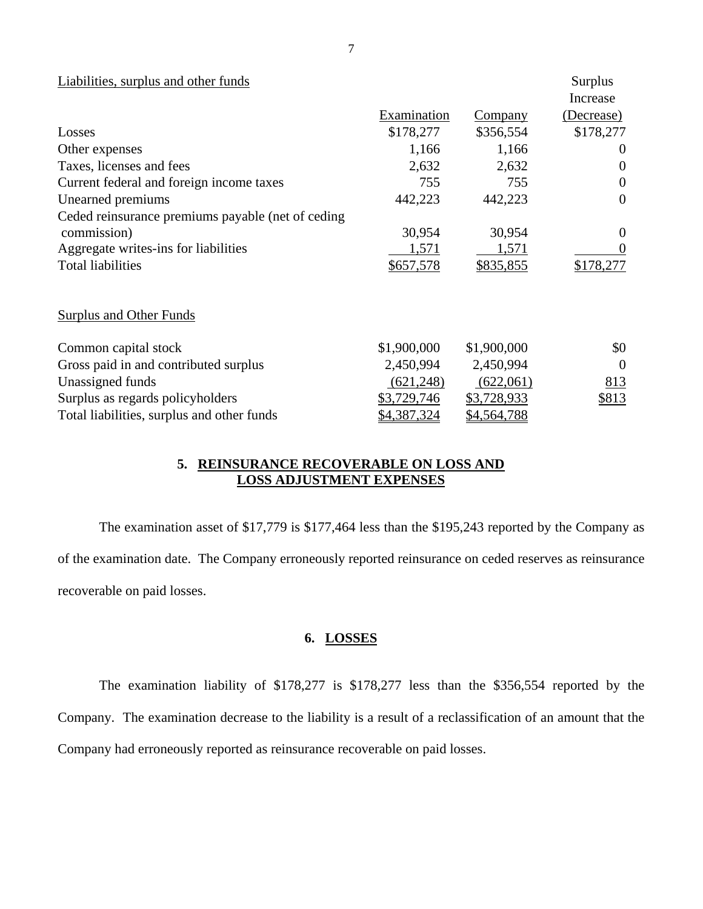| Liabilities, surplus and other funds | Examination | Company | Surplus Increase (Decrease) |
|---|---|---|---|
| Losses | $178,277 | $356,554 | $178,277 |
| Other expenses | 1,166 | 1,166 | 0 |
| Taxes, licenses and fees | 2,632 | 2,632 | 0 |
| Current federal and foreign income taxes | 755 | 755 | 0 |
| Unearned premiums | 442,223 | 442,223 | 0 |
| Ceded reinsurance premiums payable (net of ceding commission) | 30,954 | 30,954 | 0 |
| Aggregate writes-ins for liabilities | 1,571 | 1,571 | 0 |
| Total liabilities | $657,578 | $835,855 | $178,277 |
| | | | |
| Surplus and Other Funds | | | |
| | | | |
| Common capital stock | $1,900,000 | $1,900,000 | $0 |
| Gross paid in and contributed surplus | 2,450,994 | 2,450,994 | 0 |
| Unassigned funds | (621,248) | (622,061) | 813 |
| Surplus as regards policyholders | $3,729,746 | $3,728,933 | $813 |
| Total liabilities, surplus and other funds | $4,387,324 | $4,564,788 | |

## 5. REINSURANCE RECOVERABLE ON LOSS AND LOSS ADJUSTMENT EXPENSES

The examination asset of $17,779 is $177,464 less than the $195,243 reported by the Company as of the examination date. The Company erroneously reported reinsurance on ceded reserves as reinsurance recoverable on paid losses.

## 6. LOSSES

The examination liability of $178,277 is $178,277 less than the $356,554 reported by the Company. The examination decrease to the liability is a result of a reclassification of an amount that the Company had erroneously reported as reinsurance recoverable on paid losses.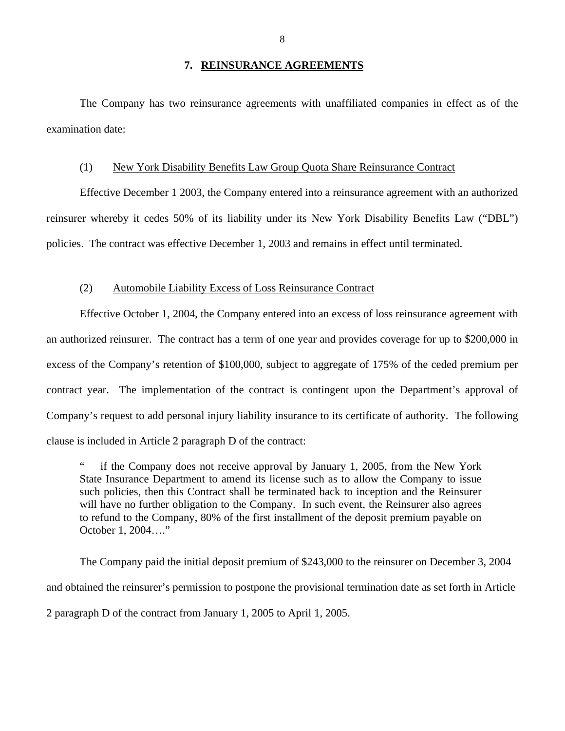## 7. REINSURANCE AGREEMENTS

The Company has two reinsurance agreements with unaffiliated companies in effect as of the examination date:

(1) New York Disability Benefits Law Group Quota Share Reinsurance Contract

Effective December 1 2003, the Company entered into a reinsurance agreement with an authorized reinsurer whereby it cedes 50% of its liability under its New York Disability Benefits Law ("DBL") policies. The contract was effective December 1, 2003 and remains in effect until terminated.

(2) Automobile Liability Excess of Loss Reinsurance Contract

Effective October 1, 2004, the Company entered into an excess of loss reinsurance agreement with an authorized reinsurer. The contract has a term of one year and provides coverage for up to $200,000 in excess of the Company's retention of $100,000, subject to aggregate of 175% of the ceded premium per contract year. The implementation of the contract is contingent upon the Department's approval of Company's request to add personal injury liability insurance to its certificate of authority. The following clause is included in Article 2 paragraph D of the contract:

> " if the Company does not receive approval by January 1, 2005, from the New York State Insurance Department to amend its license such as to allow the Company to issue such policies, then this Contract shall be terminated back to inception and the Reinsurer will have no further obligation to the Company. In such event, the Reinsurer also agrees to refund to the Company, 80% of the first installment of the deposit premium payable on October 1, 2004…."

The Company paid the initial deposit premium of $243,000 to the reinsurer on December 3, 2004 and obtained the reinsurer's permission to postpone the provisional termination date as set forth in Article 2 paragraph D of the contract from January 1, 2005 to April 1, 2005.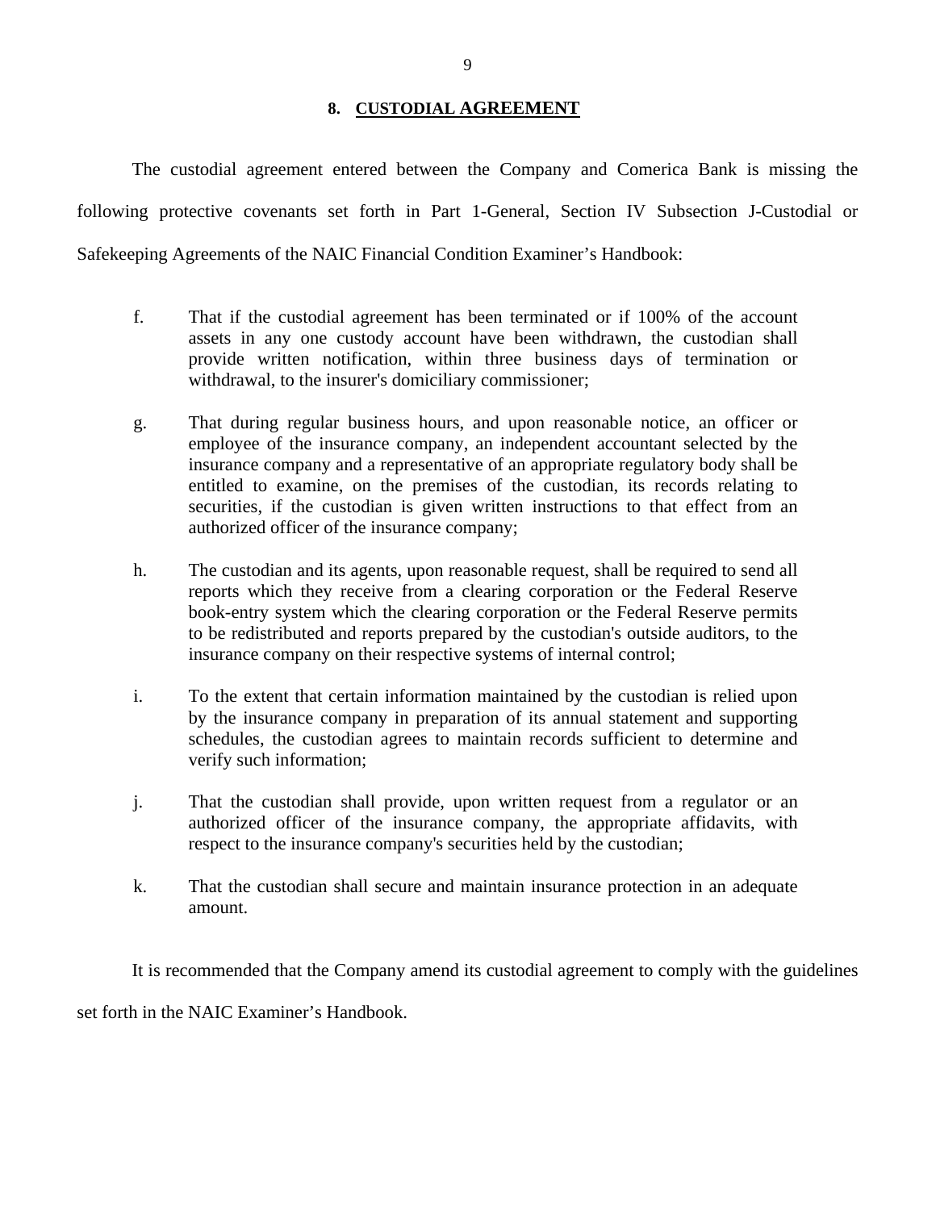## 8. CUSTODIAL AGREEMENT

The custodial agreement entered between the Company and Comerica Bank is missing the following protective covenants set forth in Part 1-General, Section IV Subsection J-Custodial or Safekeeping Agreements of the NAIC Financial Condition Examiner's Handbook:

f. That if the custodial agreement has been terminated or if 100% of the account assets in any one custody account have been withdrawn, the custodian shall provide written notification, within three business days of termination or withdrawal, to the insurer's domiciliary commissioner;

g. That during regular business hours, and upon reasonable notice, an officer or employee of the insurance company, an independent accountant selected by the insurance company and a representative of an appropriate regulatory body shall be entitled to examine, on the premises of the custodian, its records relating to securities, if the custodian is given written instructions to that effect from an authorized officer of the insurance company;

h. The custodian and its agents, upon reasonable request, shall be required to send all reports which they receive from a clearing corporation or the Federal Reserve book-entry system which the clearing corporation or the Federal Reserve permits to be redistributed and reports prepared by the custodian's outside auditors, to the insurance company on their respective systems of internal control;

i. To the extent that certain information maintained by the custodian is relied upon by the insurance company in preparation of its annual statement and supporting schedules, the custodian agrees to maintain records sufficient to determine and verify such information;

j. That the custodian shall provide, upon written request from a regulator or an authorized officer of the insurance company, the appropriate affidavits, with respect to the insurance company's securities held by the custodian;

k. That the custodian shall secure and maintain insurance protection in an adequate amount.

It is recommended that the Company amend its custodial agreement to comply with the guidelines set forth in the NAIC Examiner's Handbook.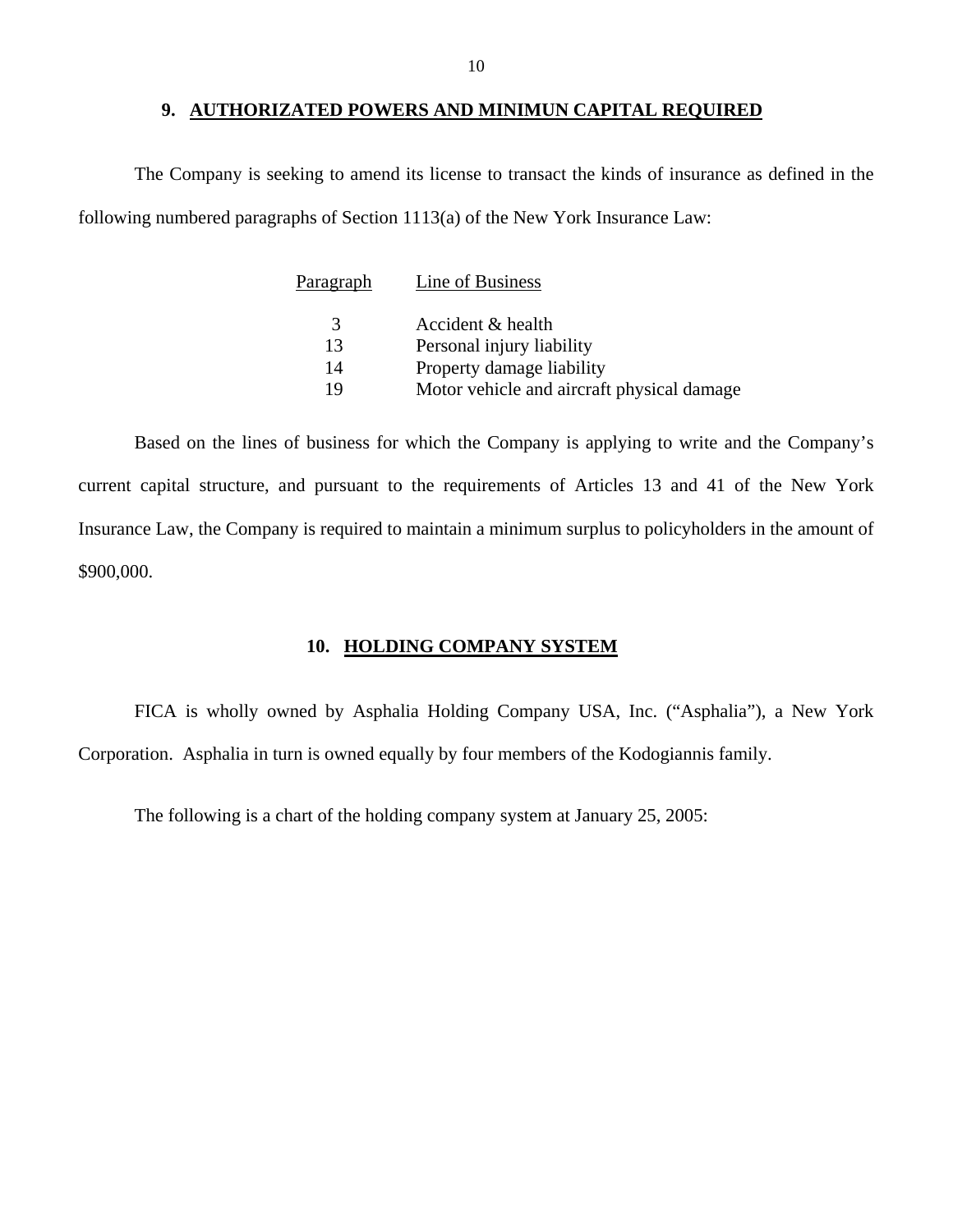## 9. AUTHORIZATED POWERS AND MINIMUN CAPITAL REQUIRED

The Company is seeking to amend its license to transact the kinds of insurance as defined in the following numbered paragraphs of Section 1113(a) of the New York Insurance Law:

| Paragraph | Line of Business |
|---|---|
| 3 | Accident & health |
| 13 | Personal injury liability |
| 14 | Property damage liability |
| 19 | Motor vehicle and aircraft physical damage |

Based on the lines of business for which the Company is applying to write and the Company's current capital structure, and pursuant to the requirements of Articles 13 and 41 of the New York Insurance Law, the Company is required to maintain a minimum surplus to policyholders in the amount of $900,000.

## 10. HOLDING COMPANY SYSTEM

FICA is wholly owned by Asphalia Holding Company USA, Inc. ("Asphalia"), a New York Corporation. Asphalia in turn is owned equally by four members of the Kodogiannis family.

The following is a chart of the holding company system at January 25, 2005: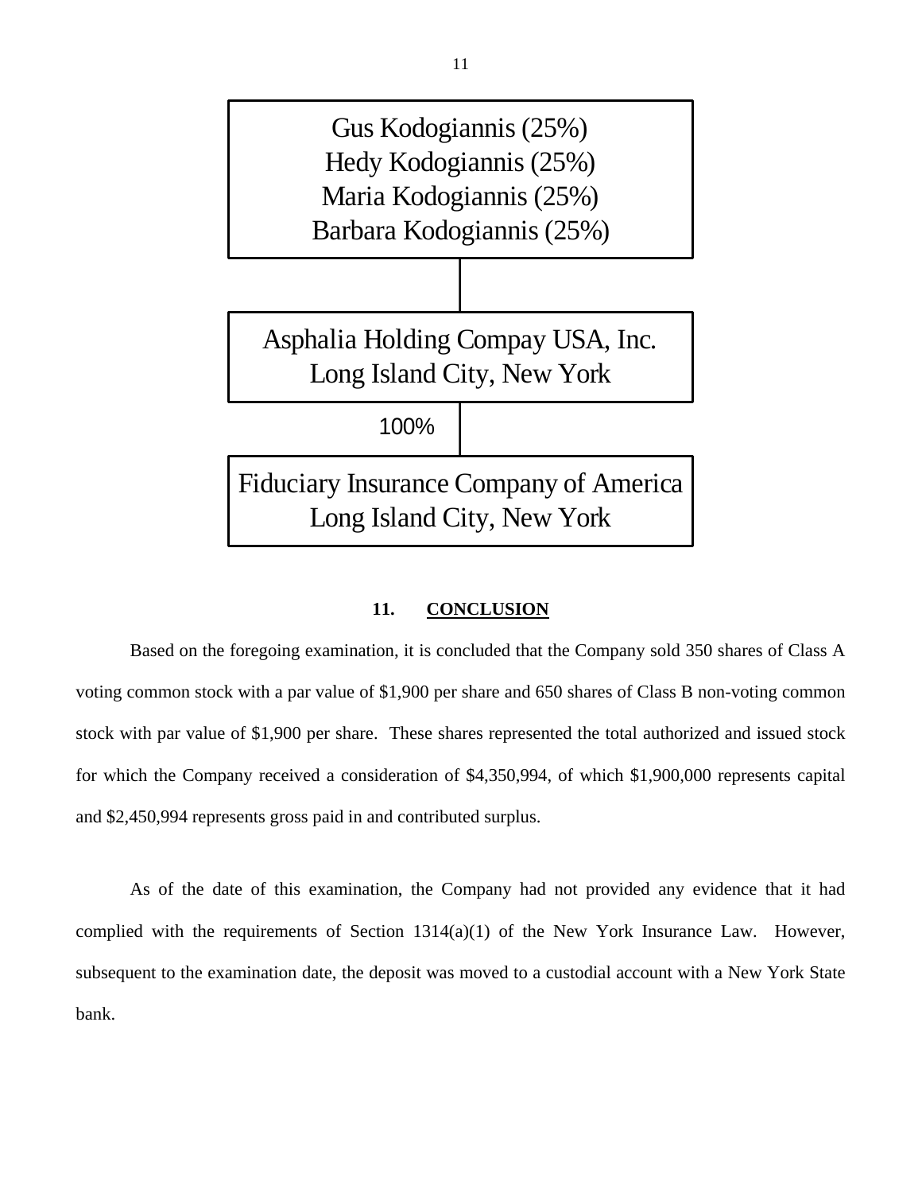Gus Kodogiannis (25%)
Hedy Kodogiannis (25%)
Maria Kodogiannis (25%)
Barbara Kodogiannis (25%)

Asphalia Holding Compay USA, Inc.
Long Island City, New York

100%

Fiduciary Insurance Company of America
Long Island City, New York

## 11. CONCLUSION

Based on the foregoing examination, it is concluded that the Company sold 350 shares of Class A voting common stock with a par value of $1,900 per share and 650 shares of Class B non-voting common stock with par value of $1,900 per share. These shares represented the total authorized and issued stock for which the Company received a consideration of $4,350,994, of which $1,900,000 represents capital and $2,450,994 represents gross paid in and contributed surplus.

As of the date of this examination, the Company had not provided any evidence that it had complied with the requirements of Section 1314(a)(1) of the New York Insurance Law. However, subsequent to the examination date, the deposit was moved to a custodial account with a New York State bank.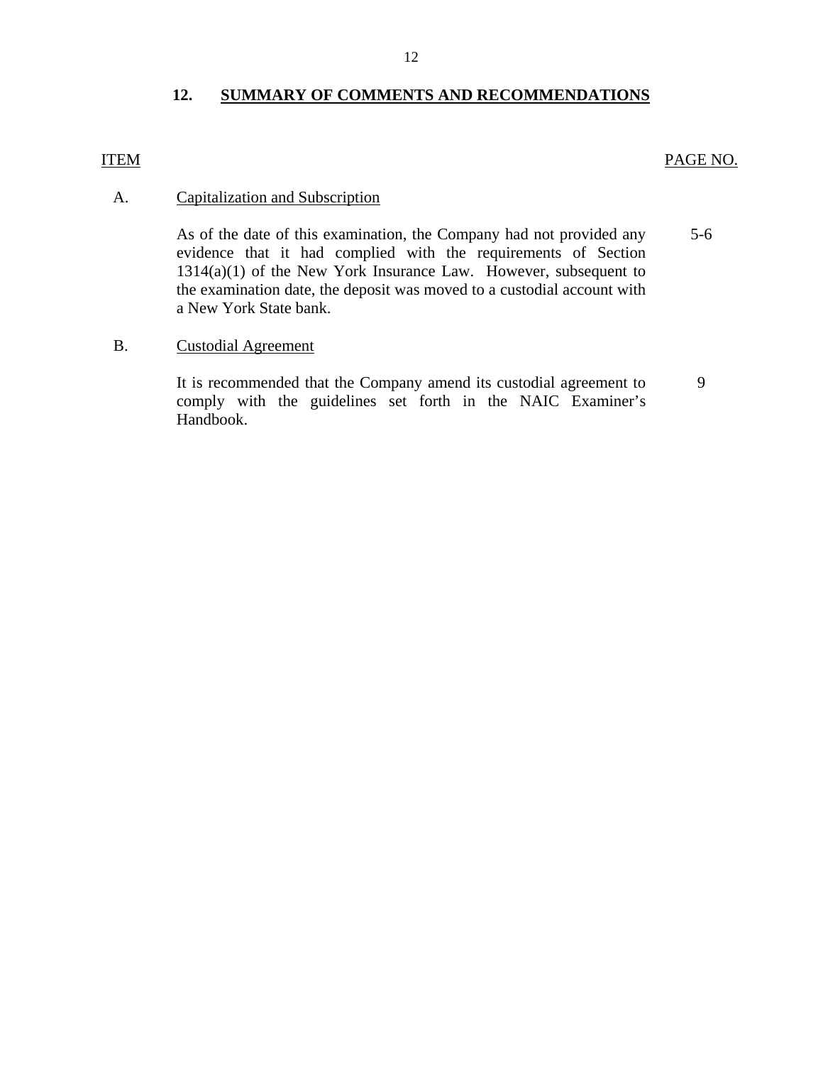## 12. SUMMARY OF COMMENTS AND RECOMMENDATIONS

| ITEM | | PAGE NO. |
|---|---|---|
| A. | Capitalization and Subscription | |
| | As of the date of this examination, the Company had not provided any evidence that it had complied with the requirements of Section 1314(a)(1) of the New York Insurance Law. However, subsequent to the examination date, the deposit was moved to a custodial account with a New York State bank. | 5-6 |
| B. | Custodial Agreement | |
| | It is recommended that the Company amend its custodial agreement to comply with the guidelines set forth in the NAIC Examiner's Handbook. | 9 |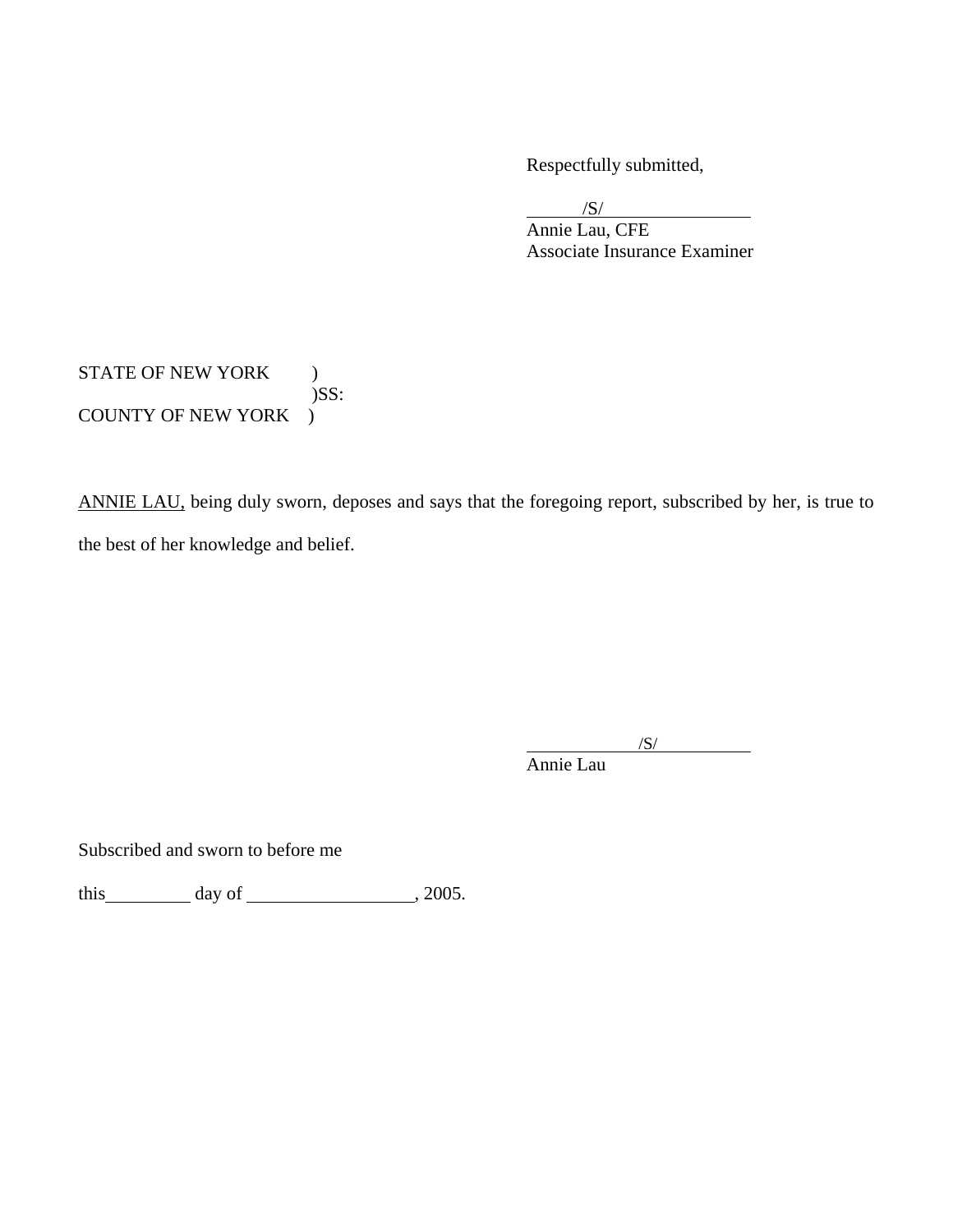Respectfully submitted,

/S/
Annie Lau, CFE
Associate Insurance Examiner

STATE OF NEW YORK )
)SS:
COUNTY OF NEW YORK )

ANNIE LAU, being duly sworn, deposes and says that the foregoing report, subscribed by her, is true to the best of her knowledge and belief.

/S/
Annie Lau

Subscribed and sworn to before me

this__________ day of ___________________, 2005.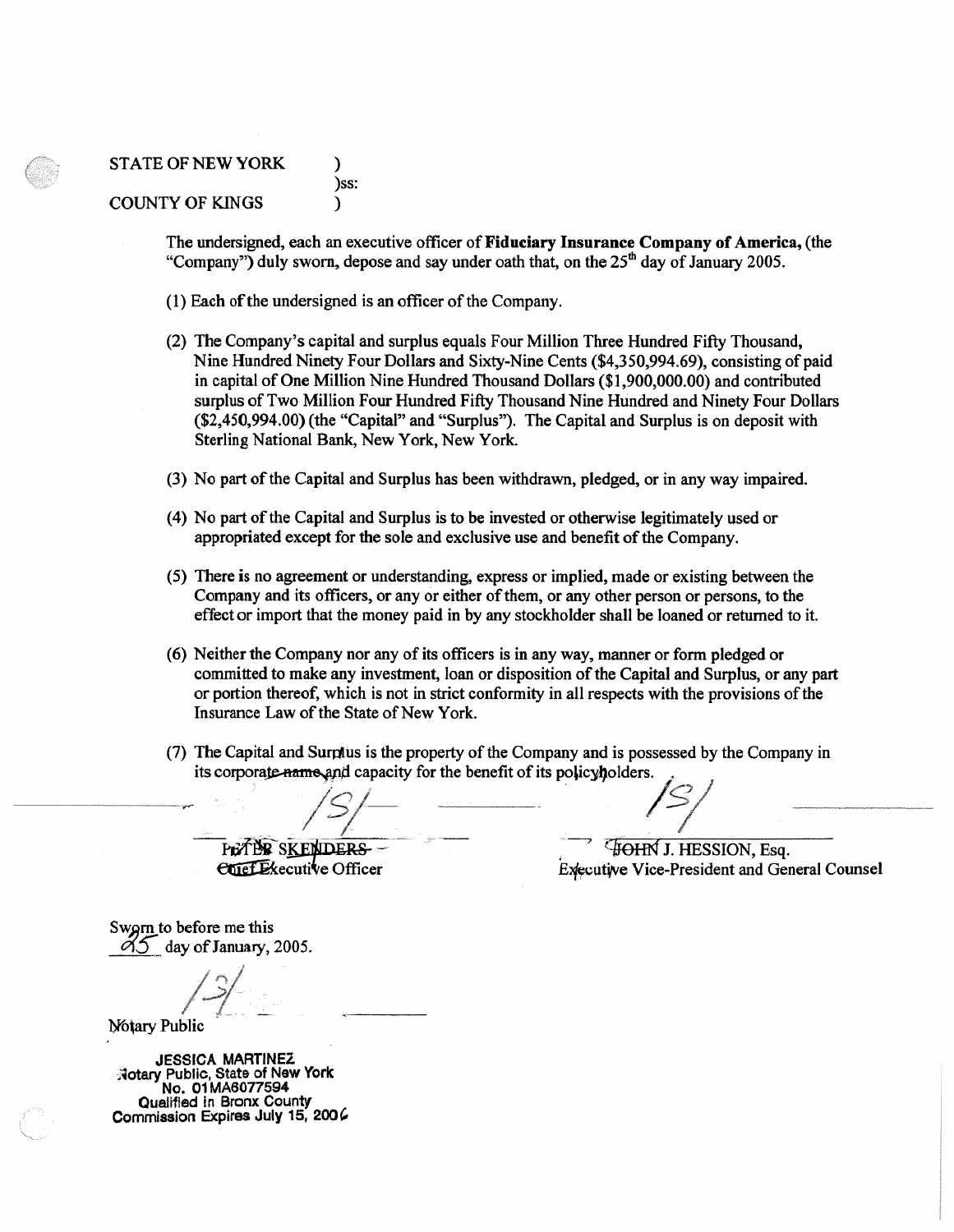STATE OF NEW YORK )
)ss:
COUNTY OF KINGS )

The undersigned, each an executive officer of **Fiduciary Insurance Company of America,** (the "Company") duly sworn, depose and say under oath that, on the 25th day of January 2005.

(1) Each of the undersigned is an officer of the Company.

(2) The Company's capital and surplus equals Four Million Three Hundred Fifty Thousand, Nine Hundred Ninety Four Dollars and Sixty-Nine Cents ($4,350,994.69), consisting of paid in capital of One Million Nine Hundred Thousand Dollars ($1,900,000.00) and contributed surplus of Two Million Four Hundred Fifty Thousand Nine Hundred and Ninety Four Dollars ($2,450,994.00) (the "Capital" and "Surplus"). The Capital and Surplus is on deposit with Sterling National Bank, New York, New York.

(3) No part of the Capital and Surplus has been withdrawn, pledged, or in any way impaired.

(4) No part of the Capital and Surplus is to be invested or otherwise legitimately used or appropriated except for the sole and exclusive use and benefit of the Company.

(5) There is no agreement or understanding, express or implied, made or existing between the Company and its officers, or any or either of them, or any other person or persons, to the effect or import that the money paid in by any stockholder shall be loaned or returned to it.

(6) Neither the Company nor any of its officers is in any way, manner or form pledged or committed to make any investment, loan or disposition of the Capital and Surplus, or any part or portion thereof, which is not in strict conformity in all respects with the provisions of the Insurance Law of the State of New York.

(7) The Capital and Surplus is the property of the Company and is possessed by the Company in its corporate ~~name~~ and capacity for the benefit of its policyholders.

/S/
PETER SKENDERS
Chief Executive Officer

/S/
JOHN J. HESSION, Esq.
Executive Vice-President and General Counsel

Sworn to before me this
25 day of January, 2005.

/S/
Notary Public

JESSICA MARTINEZ
Notary Public, State of New York
No. 01MA6077594
Qualified in Bronx County
Commission Expires July 15, 2006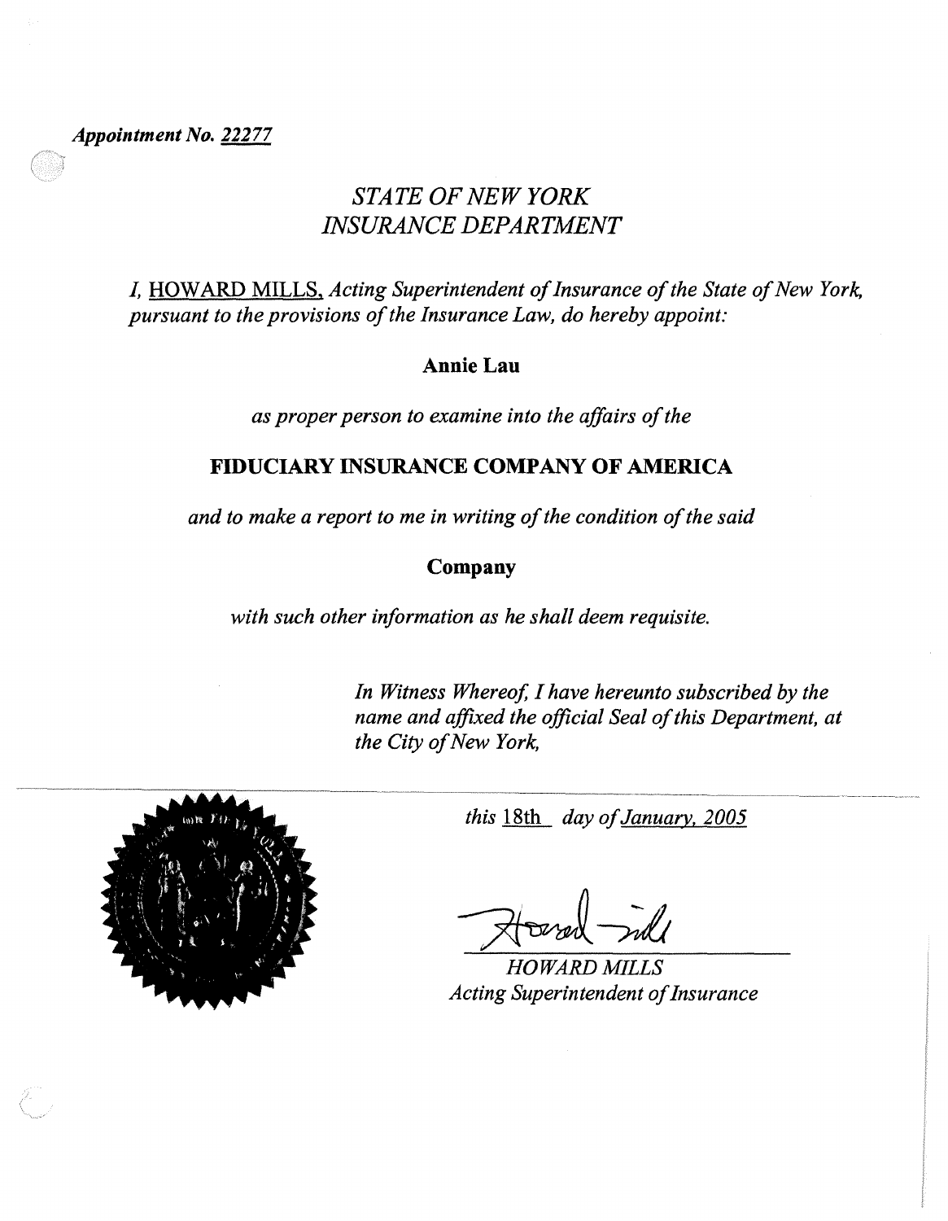*Appointment No. 22277*

# *STATE OF NEW YORK*
# *INSURANCE DEPARTMENT*

*I,* HOWARD MILLS, *Acting Superintendent of Insurance of the State of New York, pursuant to the provisions of the Insurance Law, do hereby appoint:*

**Annie Lau**

*as proper person to examine into the affairs of the*

**FIDUCIARY INSURANCE COMPANY OF AMERICA**

*and to make a report to me in writing of the condition of the said*

**Company**

*with such other information as he shall deem requisite.*

*In Witness Whereof, I have hereunto subscribed by the name and affixed the official Seal of this Department, at the City of New York,*

*this* 18th *day of January, 2005*

*HOWARD MILLS*
*Acting Superintendent of Insurance*